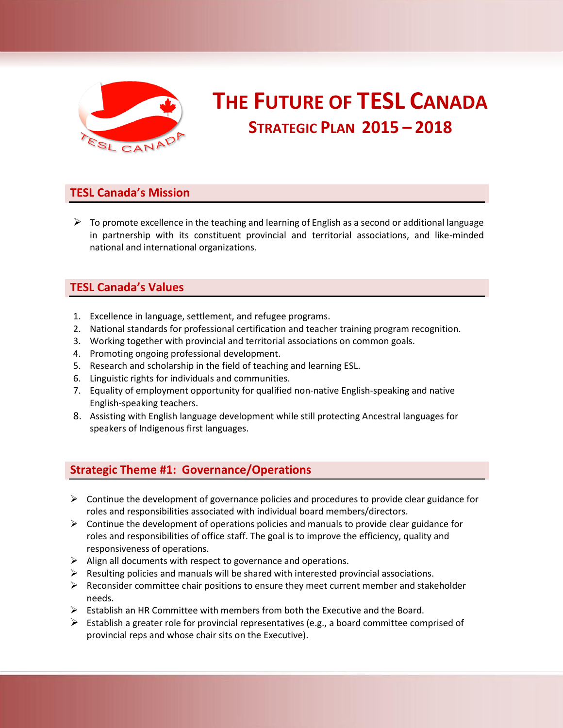# THE FUTURE OF TESL CANADA

## STRATEGIC PLAN 2015 – 2018

## TESL Canada's Mission

- To promote excellence in the teaching and learning of English as a second or additional language in partnership with its constituent provincial and territorial associations, and like-minded national and international organizations.

## TESL Canada's Values

1. Excellence in language, settlement, and refugee programs.
2. National standards for professional certification and teacher training program recognition.
3. Working together with provincial and territorial associations on common goals.
4. Promoting ongoing professional development.
5. Research and scholarship in the field of teaching and learning ESL.
6. Linguistic rights for individuals and communities.
7. Equality of employment opportunity for qualified non-native English-speaking and native English-speaking teachers.
8. Assisting with English language development while still protecting Ancestral languages for speakers of Indigenous first languages.

## Strategic Theme #1: Governance/Operations

- Continue the development of governance policies and procedures to provide clear guidance for roles and responsibilities associated with individual board members/directors.
- Continue the development of operations policies and manuals to provide clear guidance for roles and responsibilities of office staff. The goal is to improve the efficiency, quality and responsiveness of operations.
- Align all documents with respect to governance and operations.
- Resulting policies and manuals will be shared with interested provincial associations.
- Reconsider committee chair positions to ensure they meet current member and stakeholder needs.
- Establish an HR Committee with members from both the Executive and the Board.
- Establish a greater role for provincial representatives (e.g., a board committee comprised of provincial reps and whose chair sits on the Executive).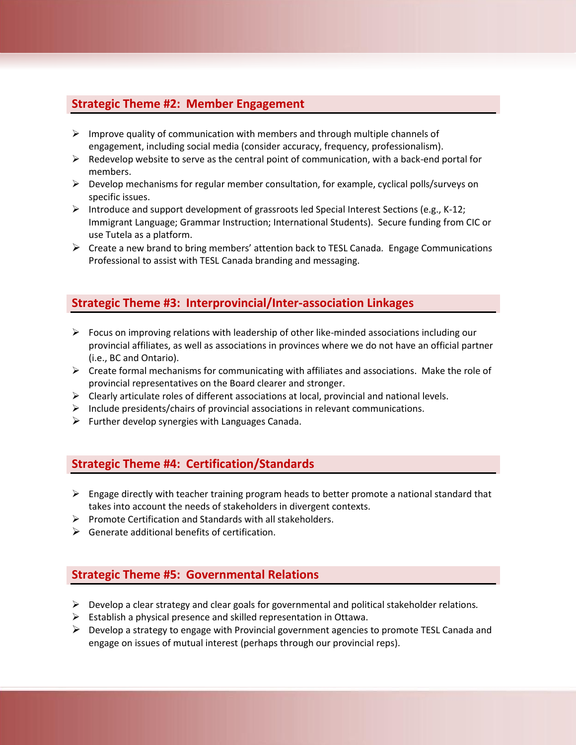## Strategic Theme #2: Member Engagement

- Improve quality of communication with members and through multiple channels of engagement, including social media (consider accuracy, frequency, professionalism).
- Redevelop website to serve as the central point of communication, with a back-end portal for members.
- Develop mechanisms for regular member consultation, for example, cyclical polls/surveys on specific issues.
- Introduce and support development of grassroots led Special Interest Sections (e.g., K-12; Immigrant Language; Grammar Instruction; International Students). Secure funding from CIC or use Tutela as a platform.
- Create a new brand to bring members' attention back to TESL Canada. Engage Communications Professional to assist with TESL Canada branding and messaging.

## Strategic Theme #3: Interprovincial/Inter-association Linkages

- Focus on improving relations with leadership of other like-minded associations including our provincial affiliates, as well as associations in provinces where we do not have an official partner (i.e., BC and Ontario).
- Create formal mechanisms for communicating with affiliates and associations. Make the role of provincial representatives on the Board clearer and stronger.
- Clearly articulate roles of different associations at local, provincial and national levels.
- Include presidents/chairs of provincial associations in relevant communications.
- Further develop synergies with Languages Canada.

## Strategic Theme #4: Certification/Standards

- Engage directly with teacher training program heads to better promote a national standard that takes into account the needs of stakeholders in divergent contexts.
- Promote Certification and Standards with all stakeholders.
- Generate additional benefits of certification.

## Strategic Theme #5: Governmental Relations

- Develop a clear strategy and clear goals for governmental and political stakeholder relations.
- Establish a physical presence and skilled representation in Ottawa.
- Develop a strategy to engage with Provincial government agencies to promote TESL Canada and engage on issues of mutual interest (perhaps through our provincial reps).